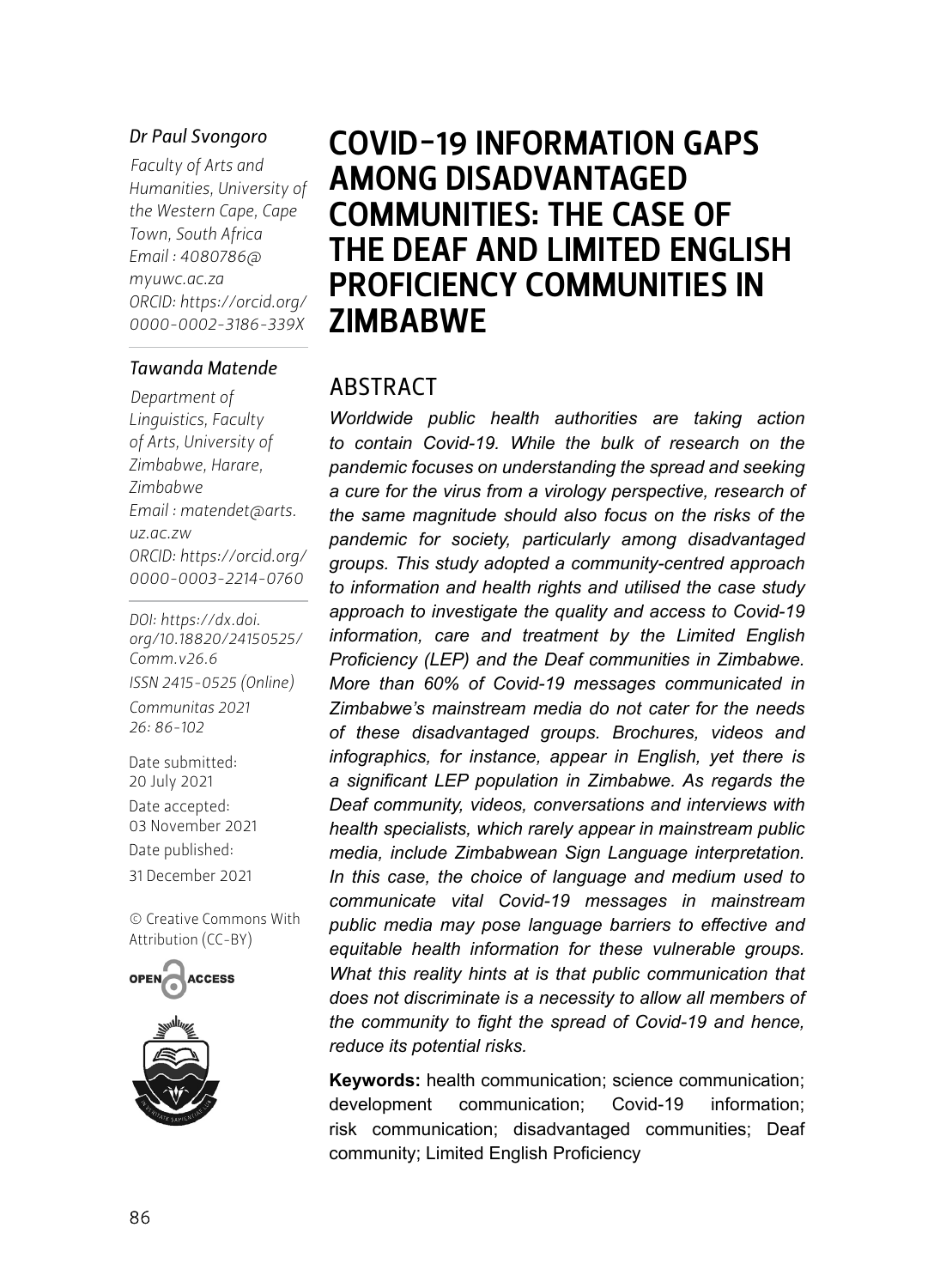*Dr Paul Svongoro*

Faculty of Arts and Humanities, University of the Western Cape, Cape Town, South Africa
Email : 4080786@myuwc.ac.za
ORCID: https://orcid.org/0000-0002-3186-339X

*Tawanda Matende*

Department of Linguistics, Faculty of Arts, University of Zimbabwe, Harare, Zimbabwe
Email : matendet@arts.uz.ac.zw
ORCID: https://orcid.org/0000-0003-2214-0760

DOI: https://dx.doi.org/10.18820/24150525/Comm.v26.6

ISSN 2415-0525 (Online)

Communitas 2021 26: 86-102

Date submitted: 20 July 2021

Date accepted: 03 November 2021

Date published: 31 December 2021

© Creative Commons With Attribution (CC-BY)

# COVID-19 INFORMATION GAPS AMONG DISADVANTAGED COMMUNITIES: THE CASE OF THE DEAF AND LIMITED ENGLISH PROFICIENCY COMMUNITIES IN ZIMBABWE

## ABSTRACT

*Worldwide public health authorities are taking action to contain Covid-19. While the bulk of research on the pandemic focuses on understanding the spread and seeking a cure for the virus from a virology perspective, research of the same magnitude should also focus on the risks of the pandemic for society, particularly among disadvantaged groups. This study adopted a community-centred approach to information and health rights and utilised the case study approach to investigate the quality and access to Covid-19 information, care and treatment by the Limited English Proficiency (LEP) and the Deaf communities in Zimbabwe. More than 60% of Covid-19 messages communicated in Zimbabwe's mainstream media do not cater for the needs of these disadvantaged groups. Brochures, videos and infographics, for instance, appear in English, yet there is a significant LEP population in Zimbabwe. As regards the Deaf community, videos, conversations and interviews with health specialists, which rarely appear in mainstream public media, include Zimbabwean Sign Language interpretation. In this case, the choice of language and medium used to communicate vital Covid-19 messages in mainstream public media may pose language barriers to effective and equitable health information for these vulnerable groups. What this reality hints at is that public communication that does not discriminate is a necessity to allow all members of the community to fight the spread of Covid-19 and hence, reduce its potential risks.*

**Keywords:** health communication; science communication; development communication; Covid-19 information; risk communication; disadvantaged communities; Deaf community; Limited English Proficiency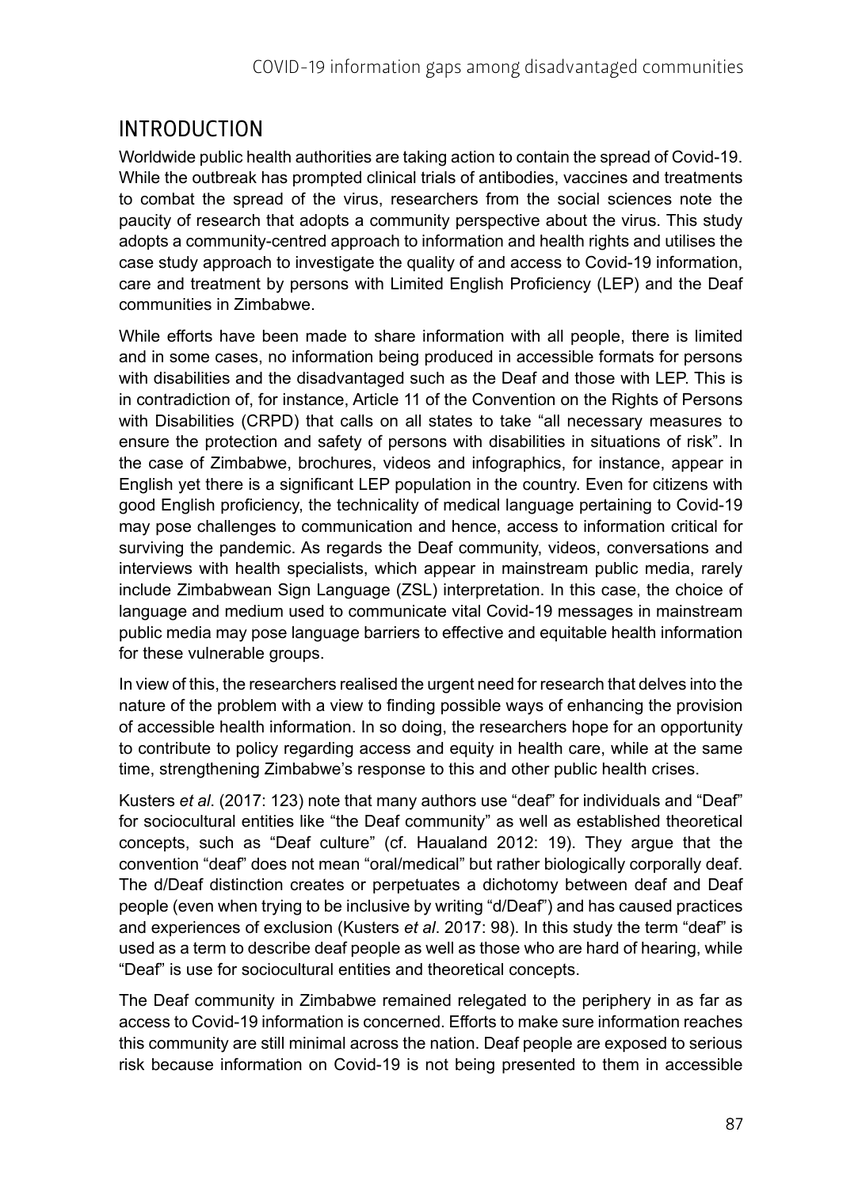## INTRODUCTION

Worldwide public health authorities are taking action to contain the spread of Covid-19. While the outbreak has prompted clinical trials of antibodies, vaccines and treatments to combat the spread of the virus, researchers from the social sciences note the paucity of research that adopts a community perspective about the virus. This study adopts a community-centred approach to information and health rights and utilises the case study approach to investigate the quality of and access to Covid-19 information, care and treatment by persons with Limited English Proficiency (LEP) and the Deaf communities in Zimbabwe.

While efforts have been made to share information with all people, there is limited and in some cases, no information being produced in accessible formats for persons with disabilities and the disadvantaged such as the Deaf and those with LEP. This is in contradiction of, for instance, Article 11 of the Convention on the Rights of Persons with Disabilities (CRPD) that calls on all states to take "all necessary measures to ensure the protection and safety of persons with disabilities in situations of risk". In the case of Zimbabwe, brochures, videos and infographics, for instance, appear in English yet there is a significant LEP population in the country. Even for citizens with good English proficiency, the technicality of medical language pertaining to Covid-19 may pose challenges to communication and hence, access to information critical for surviving the pandemic. As regards the Deaf community, videos, conversations and interviews with health specialists, which appear in mainstream public media, rarely include Zimbabwean Sign Language (ZSL) interpretation. In this case, the choice of language and medium used to communicate vital Covid-19 messages in mainstream public media may pose language barriers to effective and equitable health information for these vulnerable groups.

In view of this, the researchers realised the urgent need for research that delves into the nature of the problem with a view to finding possible ways of enhancing the provision of accessible health information. In so doing, the researchers hope for an opportunity to contribute to policy regarding access and equity in health care, while at the same time, strengthening Zimbabwe's response to this and other public health crises.

Kusters *et al*. (2017: 123) note that many authors use "deaf" for individuals and "Deaf" for sociocultural entities like "the Deaf community" as well as established theoretical concepts, such as "Deaf culture" (cf. Haualand 2012: 19). They argue that the convention "deaf" does not mean "oral/medical" but rather biologically corporally deaf. The d/Deaf distinction creates or perpetuates a dichotomy between deaf and Deaf people (even when trying to be inclusive by writing "d/Deaf") and has caused practices and experiences of exclusion (Kusters *et al*. 2017: 98). In this study the term "deaf" is used as a term to describe deaf people as well as those who are hard of hearing, while "Deaf" is use for sociocultural entities and theoretical concepts.

The Deaf community in Zimbabwe remained relegated to the periphery in as far as access to Covid-19 information is concerned. Efforts to make sure information reaches this community are still minimal across the nation. Deaf people are exposed to serious risk because information on Covid-19 is not being presented to them in accessible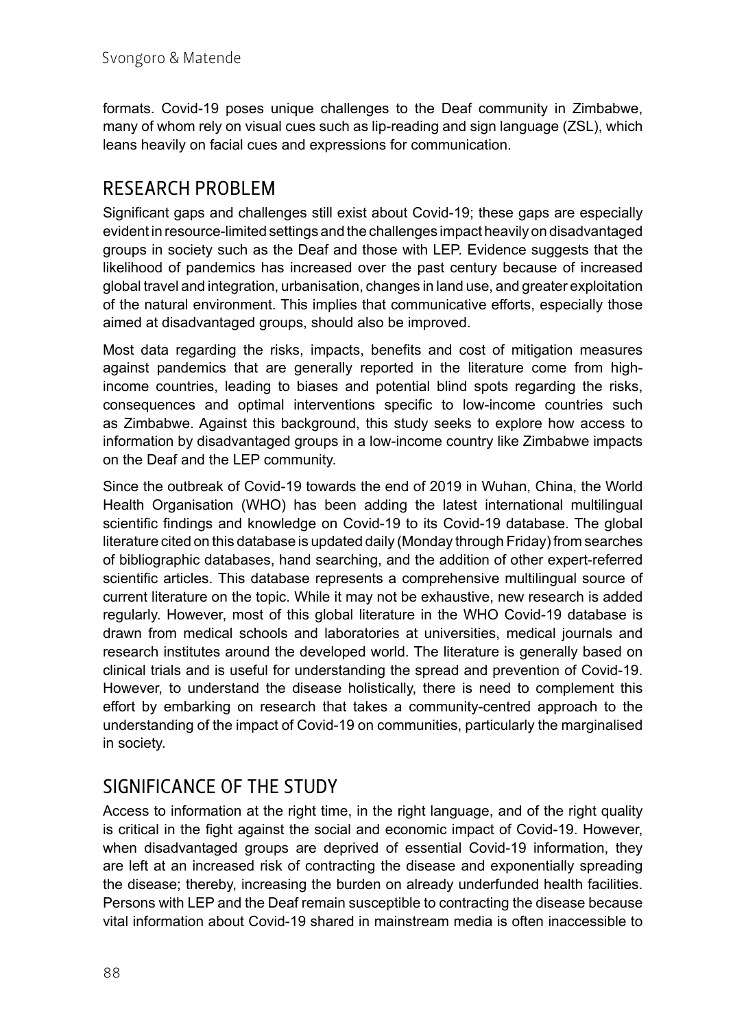formats. Covid-19 poses unique challenges to the Deaf community in Zimbabwe, many of whom rely on visual cues such as lip-reading and sign language (ZSL), which leans heavily on facial cues and expressions for communication.

## RESEARCH PROBLEM

Significant gaps and challenges still exist about Covid-19; these gaps are especially evident in resource-limited settings and the challenges impact heavily on disadvantaged groups in society such as the Deaf and those with LEP. Evidence suggests that the likelihood of pandemics has increased over the past century because of increased global travel and integration, urbanisation, changes in land use, and greater exploitation of the natural environment. This implies that communicative efforts, especially those aimed at disadvantaged groups, should also be improved.

Most data regarding the risks, impacts, benefits and cost of mitigation measures against pandemics that are generally reported in the literature come from high-income countries, leading to biases and potential blind spots regarding the risks, consequences and optimal interventions specific to low-income countries such as Zimbabwe. Against this background, this study seeks to explore how access to information by disadvantaged groups in a low-income country like Zimbabwe impacts on the Deaf and the LEP community.

Since the outbreak of Covid-19 towards the end of 2019 in Wuhan, China, the World Health Organisation (WHO) has been adding the latest international multilingual scientific findings and knowledge on Covid-19 to its Covid-19 database. The global literature cited on this database is updated daily (Monday through Friday) from searches of bibliographic databases, hand searching, and the addition of other expert-referred scientific articles. This database represents a comprehensive multilingual source of current literature on the topic. While it may not be exhaustive, new research is added regularly. However, most of this global literature in the WHO Covid-19 database is drawn from medical schools and laboratories at universities, medical journals and research institutes around the developed world. The literature is generally based on clinical trials and is useful for understanding the spread and prevention of Covid-19. However, to understand the disease holistically, there is need to complement this effort by embarking on research that takes a community-centred approach to the understanding of the impact of Covid-19 on communities, particularly the marginalised in society.

## SIGNIFICANCE OF THE STUDY

Access to information at the right time, in the right language, and of the right quality is critical in the fight against the social and economic impact of Covid-19. However, when disadvantaged groups are deprived of essential Covid-19 information, they are left at an increased risk of contracting the disease and exponentially spreading the disease; thereby, increasing the burden on already underfunded health facilities. Persons with LEP and the Deaf remain susceptible to contracting the disease because vital information about Covid-19 shared in mainstream media is often inaccessible to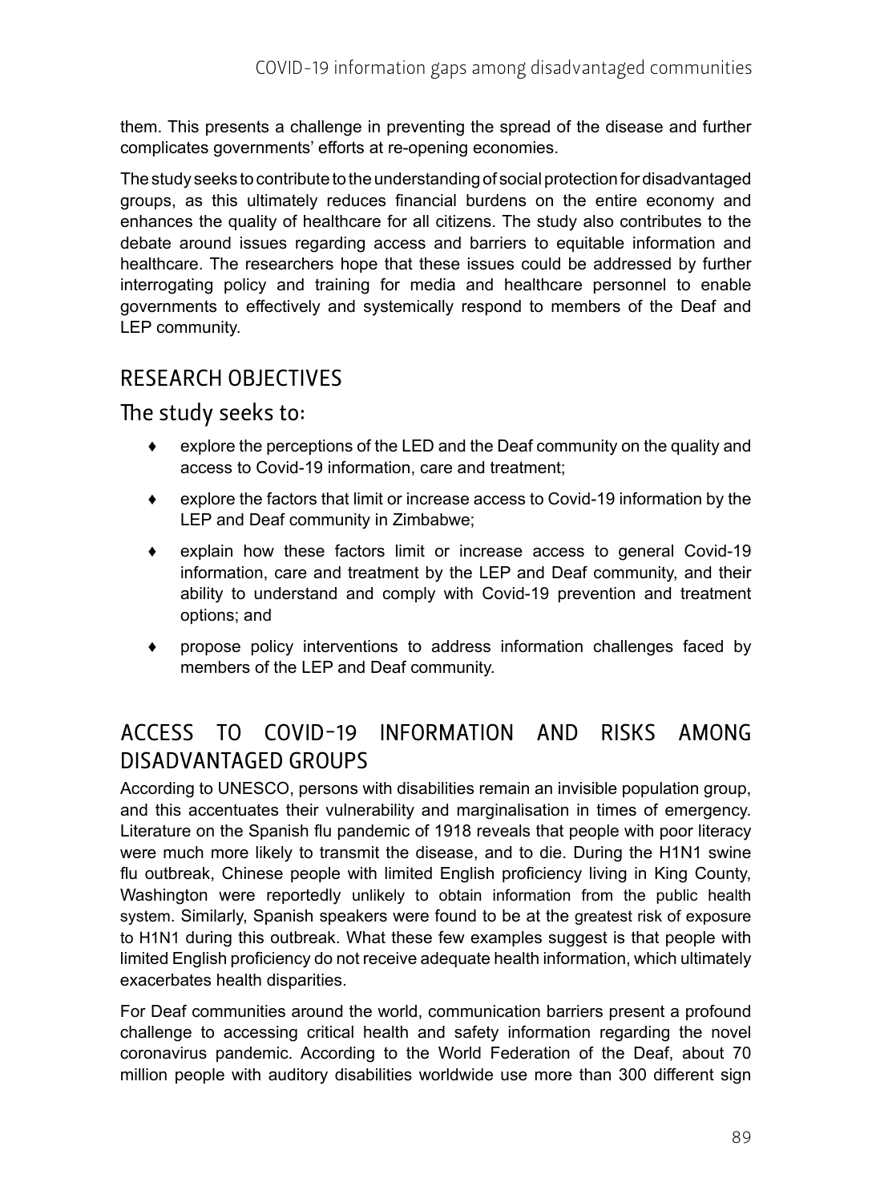them. This presents a challenge in preventing the spread of the disease and further complicates governments' efforts at re-opening economies.

The study seeks to contribute to the understanding of social protection for disadvantaged groups, as this ultimately reduces financial burdens on the entire economy and enhances the quality of healthcare for all citizens. The study also contributes to the debate around issues regarding access and barriers to equitable information and healthcare. The researchers hope that these issues could be addressed by further interrogating policy and training for media and healthcare personnel to enable governments to effectively and systemically respond to members of the Deaf and LEP community.

## RESEARCH OBJECTIVES

### The study seeks to:

- explore the perceptions of the LED and the Deaf community on the quality and access to Covid-19 information, care and treatment;
- explore the factors that limit or increase access to Covid-19 information by the LEP and Deaf community in Zimbabwe;
- explain how these factors limit or increase access to general Covid-19 information, care and treatment by the LEP and Deaf community, and their ability to understand and comply with Covid-19 prevention and treatment options; and
- propose policy interventions to address information challenges faced by members of the LEP and Deaf community.

## ACCESS TO COVID-19 INFORMATION AND RISKS AMONG DISADVANTAGED GROUPS

According to UNESCO, persons with disabilities remain an invisible population group, and this accentuates their vulnerability and marginalisation in times of emergency. Literature on the Spanish flu pandemic of 1918 reveals that people with poor literacy were much more likely to transmit the disease, and to die. During the H1N1 swine flu outbreak, Chinese people with limited English proficiency living in King County, Washington were reportedly unlikely to obtain information from the public health system. Similarly, Spanish speakers were found to be at the greatest risk of exposure to H1N1 during this outbreak. What these few examples suggest is that people with limited English proficiency do not receive adequate health information, which ultimately exacerbates health disparities.

For Deaf communities around the world, communication barriers present a profound challenge to accessing critical health and safety information regarding the novel coronavirus pandemic. According to the World Federation of the Deaf, about 70 million people with auditory disabilities worldwide use more than 300 different sign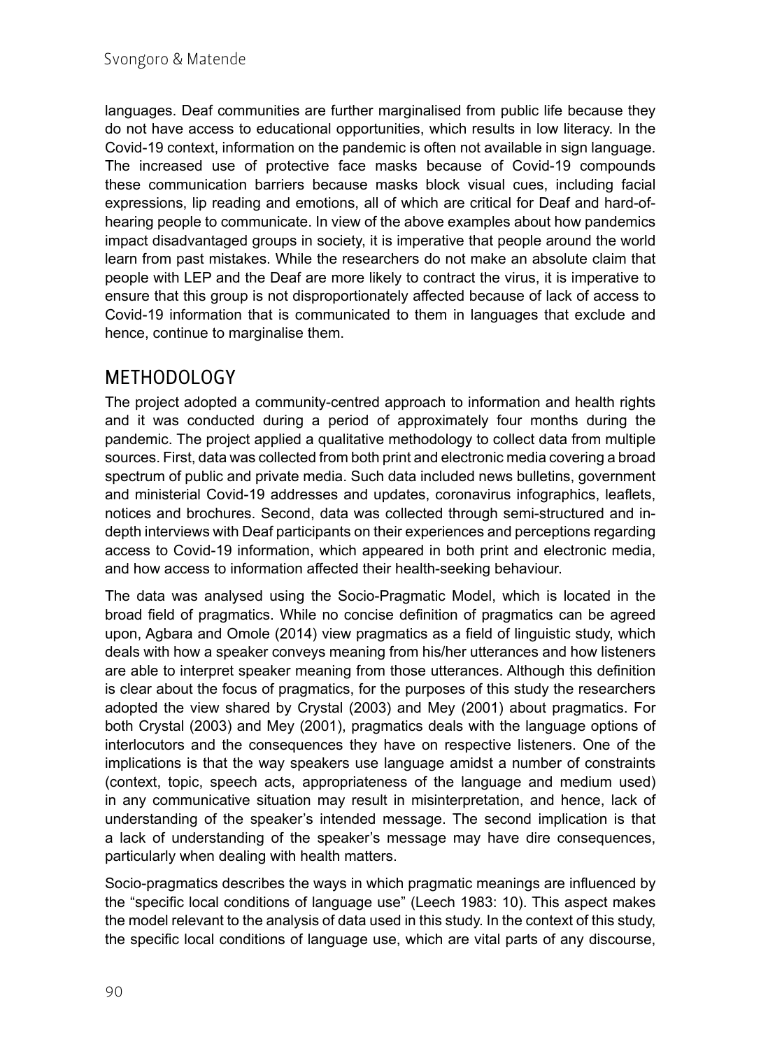languages. Deaf communities are further marginalised from public life because they do not have access to educational opportunities, which results in low literacy. In the Covid-19 context, information on the pandemic is often not available in sign language. The increased use of protective face masks because of Covid-19 compounds these communication barriers because masks block visual cues, including facial expressions, lip reading and emotions, all of which are critical for Deaf and hard-of-hearing people to communicate. In view of the above examples about how pandemics impact disadvantaged groups in society, it is imperative that people around the world learn from past mistakes. While the researchers do not make an absolute claim that people with LEP and the Deaf are more likely to contract the virus, it is imperative to ensure that this group is not disproportionately affected because of lack of access to Covid-19 information that is communicated to them in languages that exclude and hence, continue to marginalise them.

## METHODOLOGY

The project adopted a community-centred approach to information and health rights and it was conducted during a period of approximately four months during the pandemic. The project applied a qualitative methodology to collect data from multiple sources. First, data was collected from both print and electronic media covering a broad spectrum of public and private media. Such data included news bulletins, government and ministerial Covid-19 addresses and updates, coronavirus infographics, leaflets, notices and brochures. Second, data was collected through semi-structured and in-depth interviews with Deaf participants on their experiences and perceptions regarding access to Covid-19 information, which appeared in both print and electronic media, and how access to information affected their health-seeking behaviour.

The data was analysed using the Socio-Pragmatic Model, which is located in the broad field of pragmatics. While no concise definition of pragmatics can be agreed upon, Agbara and Omole (2014) view pragmatics as a field of linguistic study, which deals with how a speaker conveys meaning from his/her utterances and how listeners are able to interpret speaker meaning from those utterances. Although this definition is clear about the focus of pragmatics, for the purposes of this study the researchers adopted the view shared by Crystal (2003) and Mey (2001) about pragmatics. For both Crystal (2003) and Mey (2001), pragmatics deals with the language options of interlocutors and the consequences they have on respective listeners. One of the implications is that the way speakers use language amidst a number of constraints (context, topic, speech acts, appropriateness of the language and medium used) in any communicative situation may result in misinterpretation, and hence, lack of understanding of the speaker's intended message. The second implication is that a lack of understanding of the speaker's message may have dire consequences, particularly when dealing with health matters.

Socio-pragmatics describes the ways in which pragmatic meanings are influenced by the "specific local conditions of language use" (Leech 1983: 10). This aspect makes the model relevant to the analysis of data used in this study. In the context of this study, the specific local conditions of language use, which are vital parts of any discourse,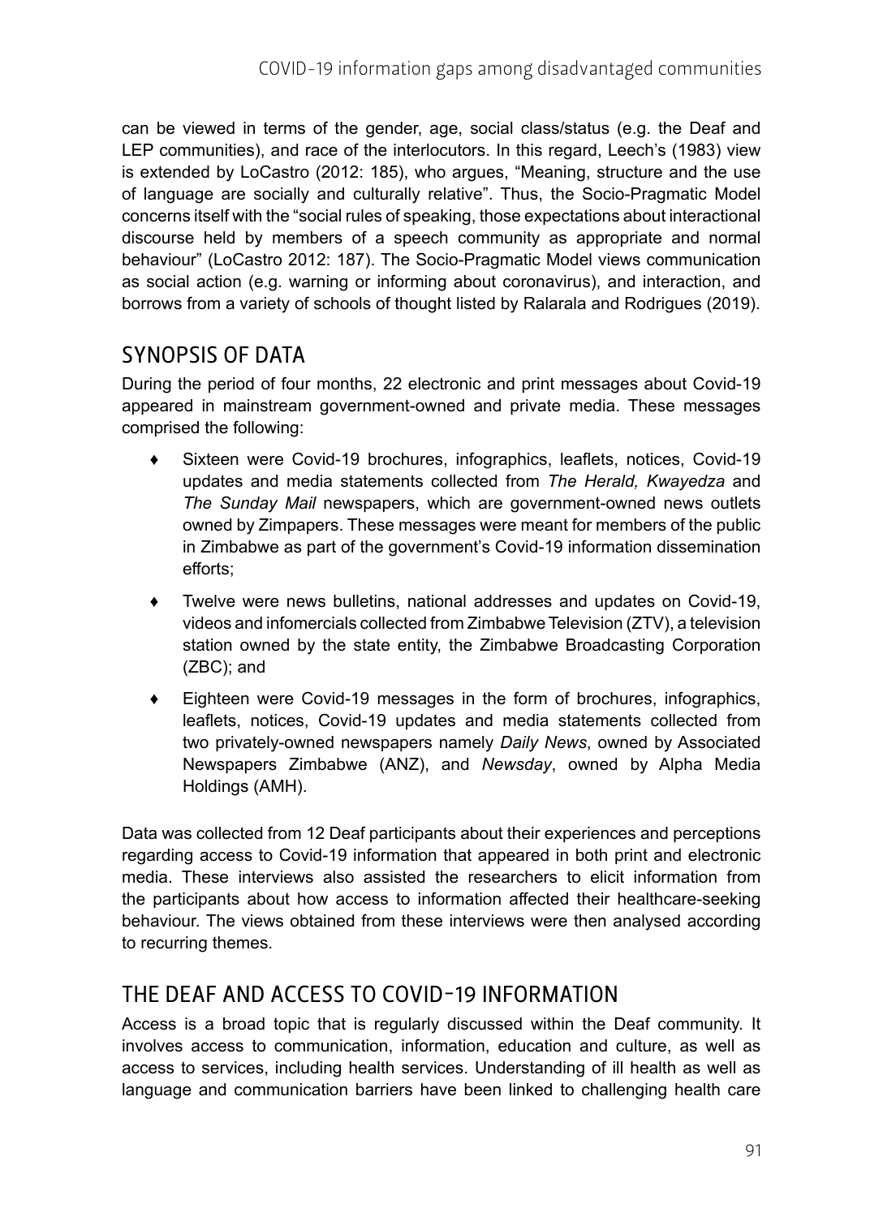can be viewed in terms of the gender, age, social class/status (e.g. the Deaf and LEP communities), and race of the interlocutors. In this regard, Leech's (1983) view is extended by LoCastro (2012: 185), who argues, "Meaning, structure and the use of language are socially and culturally relative". Thus, the Socio-Pragmatic Model concerns itself with the "social rules of speaking, those expectations about interactional discourse held by members of a speech community as appropriate and normal behaviour" (LoCastro 2012: 187). The Socio-Pragmatic Model views communication as social action (e.g. warning or informing about coronavirus), and interaction, and borrows from a variety of schools of thought listed by Ralarala and Rodrigues (2019).

## SYNOPSIS OF DATA

During the period of four months, 22 electronic and print messages about Covid-19 appeared in mainstream government-owned and private media. These messages comprised the following:

- Sixteen were Covid-19 brochures, infographics, leaflets, notices, Covid-19 updates and media statements collected from *The Herald, Kwayedza* and *The Sunday Mail* newspapers, which are government-owned news outlets owned by Zimpapers. These messages were meant for members of the public in Zimbabwe as part of the government's Covid-19 information dissemination efforts;
- Twelve were news bulletins, national addresses and updates on Covid-19, videos and infomercials collected from Zimbabwe Television (ZTV), a television station owned by the state entity, the Zimbabwe Broadcasting Corporation (ZBC); and
- Eighteen were Covid-19 messages in the form of brochures, infographics, leaflets, notices, Covid-19 updates and media statements collected from two privately-owned newspapers namely *Daily News*, owned by Associated Newspapers Zimbabwe (ANZ), and *Newsday*, owned by Alpha Media Holdings (AMH).

Data was collected from 12 Deaf participants about their experiences and perceptions regarding access to Covid-19 information that appeared in both print and electronic media. These interviews also assisted the researchers to elicit information from the participants about how access to information affected their healthcare-seeking behaviour. The views obtained from these interviews were then analysed according to recurring themes.

## THE DEAF AND ACCESS TO COVID-19 INFORMATION

Access is a broad topic that is regularly discussed within the Deaf community. It involves access to communication, information, education and culture, as well as access to services, including health services. Understanding of ill health as well as language and communication barriers have been linked to challenging health care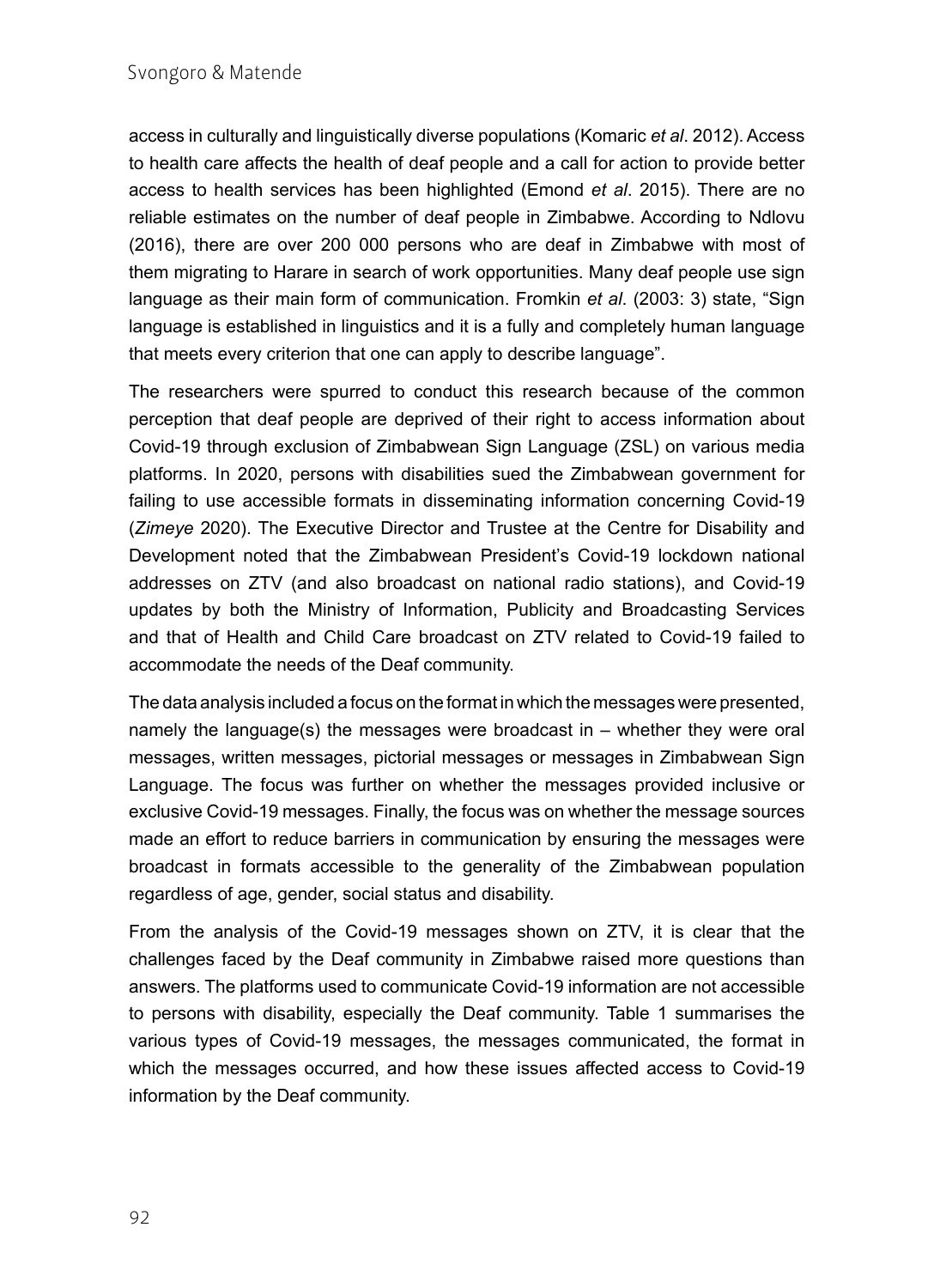access in culturally and linguistically diverse populations (Komaric *et al*. 2012). Access to health care affects the health of deaf people and a call for action to provide better access to health services has been highlighted (Emond *et al*. 2015). There are no reliable estimates on the number of deaf people in Zimbabwe. According to Ndlovu (2016), there are over 200 000 persons who are deaf in Zimbabwe with most of them migrating to Harare in search of work opportunities. Many deaf people use sign language as their main form of communication. Fromkin *et al*. (2003: 3) state, "Sign language is established in linguistics and it is a fully and completely human language that meets every criterion that one can apply to describe language".

The researchers were spurred to conduct this research because of the common perception that deaf people are deprived of their right to access information about Covid-19 through exclusion of Zimbabwean Sign Language (ZSL) on various media platforms. In 2020, persons with disabilities sued the Zimbabwean government for failing to use accessible formats in disseminating information concerning Covid-19 (*Zimeye* 2020). The Executive Director and Trustee at the Centre for Disability and Development noted that the Zimbabwean President's Covid-19 lockdown national addresses on ZTV (and also broadcast on national radio stations), and Covid-19 updates by both the Ministry of Information, Publicity and Broadcasting Services and that of Health and Child Care broadcast on ZTV related to Covid-19 failed to accommodate the needs of the Deaf community.

The data analysis included a focus on the format in which the messages were presented, namely the language(s) the messages were broadcast in – whether they were oral messages, written messages, pictorial messages or messages in Zimbabwean Sign Language. The focus was further on whether the messages provided inclusive or exclusive Covid-19 messages. Finally, the focus was on whether the message sources made an effort to reduce barriers in communication by ensuring the messages were broadcast in formats accessible to the generality of the Zimbabwean population regardless of age, gender, social status and disability.

From the analysis of the Covid-19 messages shown on ZTV, it is clear that the challenges faced by the Deaf community in Zimbabwe raised more questions than answers. The platforms used to communicate Covid-19 information are not accessible to persons with disability, especially the Deaf community. Table 1 summarises the various types of Covid-19 messages, the messages communicated, the format in which the messages occurred, and how these issues affected access to Covid-19 information by the Deaf community.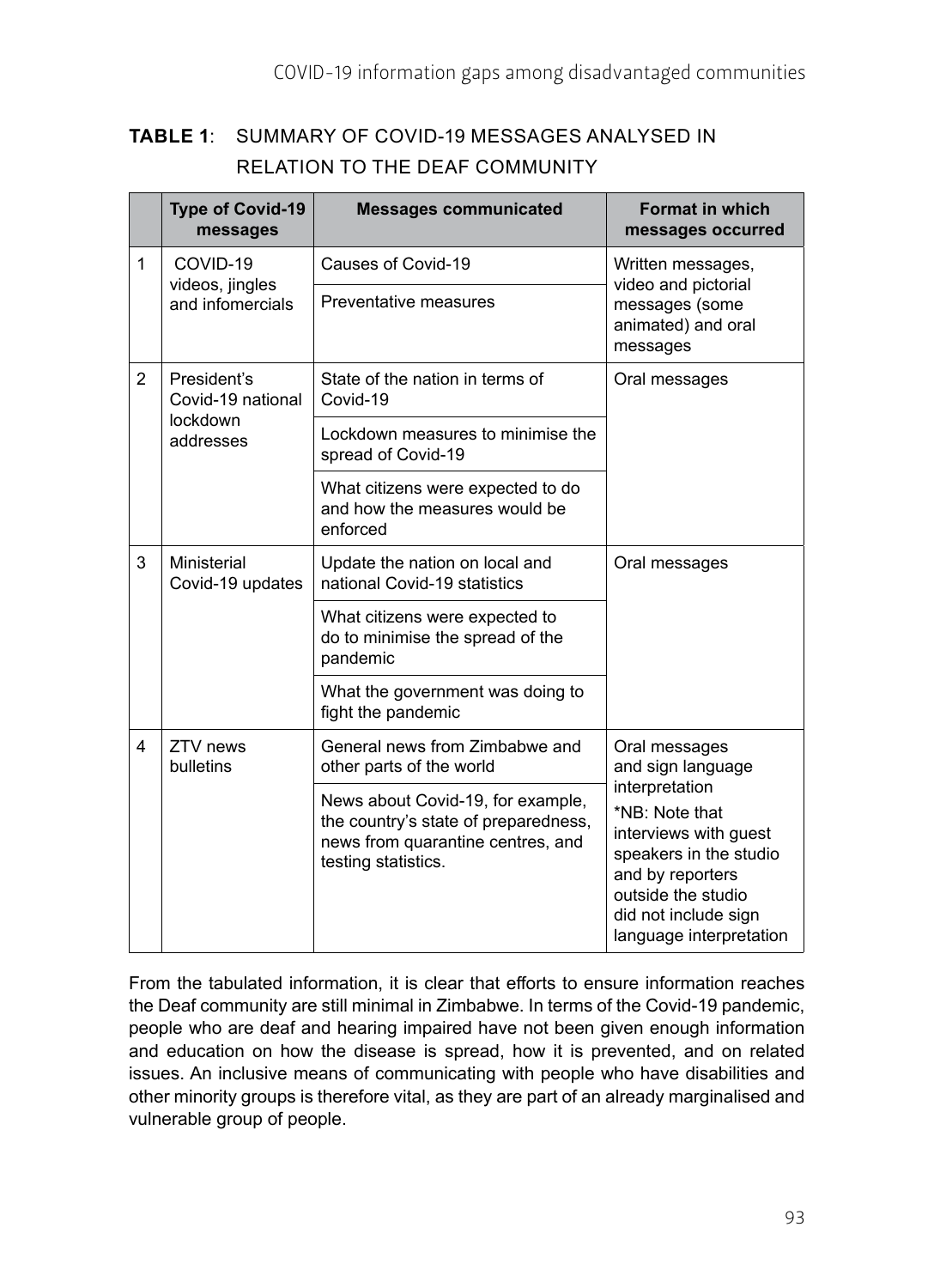**TABLE 1**: SUMMARY OF COVID-19 MESSAGES ANALYSED IN RELATION TO THE DEAF COMMUNITY

| | Type of Covid-19 messages | Messages communicated | Format in which messages occurred |
|---|---|---|---|
| 1 | COVID-19 videos, jingles and infomercials | Causes of Covid-19 | Written messages, video and pictorial messages (some animated) and oral messages |
| | | Preventative measures | |
| 2 | President's Covid-19 national lockdown addresses | State of the nation in terms of Covid-19 | Oral messages |
| | | Lockdown measures to minimise the spread of Covid-19 | |
| | | What citizens were expected to do and how the measures would be enforced | |
| 3 | Ministerial Covid-19 updates | Update the nation on local and national Covid-19 statistics | Oral messages |
| | | What citizens were expected to do to minimise the spread of the pandemic | |
| | | What the government was doing to fight the pandemic | |
| 4 | ZTV news bulletins | General news from Zimbabwe and other parts of the world | Oral messages and sign language interpretation<br>*NB: Note that interviews with guest speakers in the studio and by reporters outside the studio did not include sign language interpretation |
| | | News about Covid-19, for example, the country's state of preparedness, news from quarantine centres, and testing statistics. | |

From the tabulated information, it is clear that efforts to ensure information reaches the Deaf community are still minimal in Zimbabwe. In terms of the Covid-19 pandemic, people who are deaf and hearing impaired have not been given enough information and education on how the disease is spread, how it is prevented, and on related issues. An inclusive means of communicating with people who have disabilities and other minority groups is therefore vital, as they are part of an already marginalised and vulnerable group of people.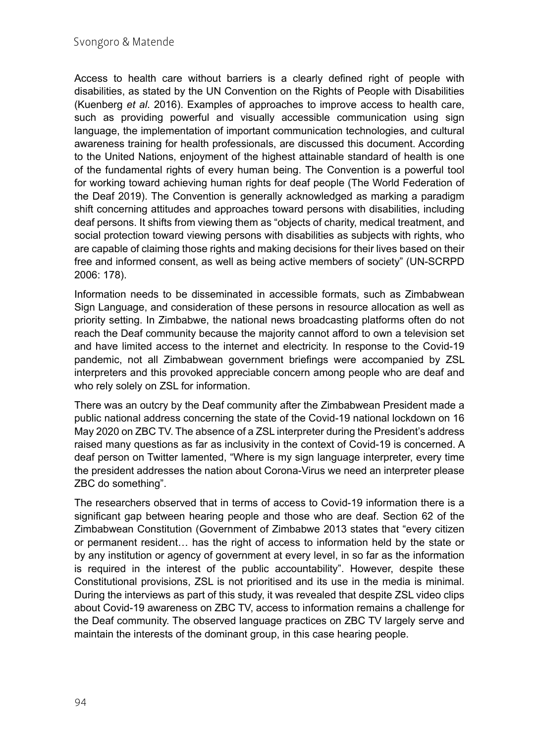Access to health care without barriers is a clearly defined right of people with disabilities, as stated by the UN Convention on the Rights of People with Disabilities (Kuenberg *et al*. 2016). Examples of approaches to improve access to health care, such as providing powerful and visually accessible communication using sign language, the implementation of important communication technologies, and cultural awareness training for health professionals, are discussed this document. According to the United Nations, enjoyment of the highest attainable standard of health is one of the fundamental rights of every human being. The Convention is a powerful tool for working toward achieving human rights for deaf people (The World Federation of the Deaf 2019). The Convention is generally acknowledged as marking a paradigm shift concerning attitudes and approaches toward persons with disabilities, including deaf persons. It shifts from viewing them as "objects of charity, medical treatment, and social protection toward viewing persons with disabilities as subjects with rights, who are capable of claiming those rights and making decisions for their lives based on their free and informed consent, as well as being active members of society" (UN-SCRPD 2006: 178).

Information needs to be disseminated in accessible formats, such as Zimbabwean Sign Language, and consideration of these persons in resource allocation as well as priority setting. In Zimbabwe, the national news broadcasting platforms often do not reach the Deaf community because the majority cannot afford to own a television set and have limited access to the internet and electricity. In response to the Covid-19 pandemic, not all Zimbabwean government briefings were accompanied by ZSL interpreters and this provoked appreciable concern among people who are deaf and who rely solely on ZSL for information.

There was an outcry by the Deaf community after the Zimbabwean President made a public national address concerning the state of the Covid-19 national lockdown on 16 May 2020 on ZBC TV. The absence of a ZSL interpreter during the President's address raised many questions as far as inclusivity in the context of Covid-19 is concerned. A deaf person on Twitter lamented, "Where is my sign language interpreter, every time the president addresses the nation about Corona-Virus we need an interpreter please ZBC do something".

The researchers observed that in terms of access to Covid-19 information there is a significant gap between hearing people and those who are deaf. Section 62 of the Zimbabwean Constitution (Government of Zimbabwe 2013 states that "every citizen or permanent resident… has the right of access to information held by the state or by any institution or agency of government at every level, in so far as the information is required in the interest of the public accountability". However, despite these Constitutional provisions, ZSL is not prioritised and its use in the media is minimal. During the interviews as part of this study, it was revealed that despite ZSL video clips about Covid-19 awareness on ZBC TV, access to information remains a challenge for the Deaf community. The observed language practices on ZBC TV largely serve and maintain the interests of the dominant group, in this case hearing people.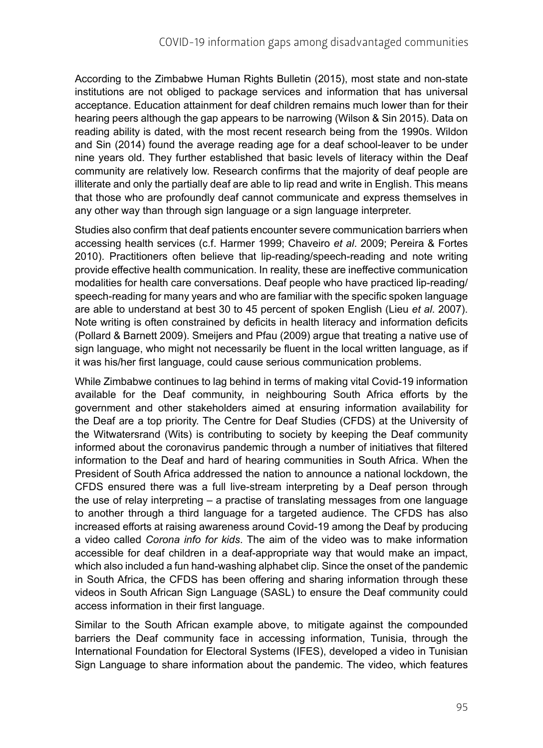According to the Zimbabwe Human Rights Bulletin (2015), most state and non-state institutions are not obliged to package services and information that has universal acceptance. Education attainment for deaf children remains much lower than for their hearing peers although the gap appears to be narrowing (Wilson & Sin 2015). Data on reading ability is dated, with the most recent research being from the 1990s. Wildon and Sin (2014) found the average reading age for a deaf school-leaver to be under nine years old. They further established that basic levels of literacy within the Deaf community are relatively low. Research confirms that the majority of deaf people are illiterate and only the partially deaf are able to lip read and write in English. This means that those who are profoundly deaf cannot communicate and express themselves in any other way than through sign language or a sign language interpreter.

Studies also confirm that deaf patients encounter severe communication barriers when accessing health services (c.f. Harmer 1999; Chaveiro *et al*. 2009; Pereira & Fortes 2010). Practitioners often believe that lip-reading/speech-reading and note writing provide effective health communication. In reality, these are ineffective communication modalities for health care conversations. Deaf people who have practiced lip-reading/speech-reading for many years and who are familiar with the specific spoken language are able to understand at best 30 to 45 percent of spoken English (Lieu *et al*. 2007). Note writing is often constrained by deficits in health literacy and information deficits (Pollard & Barnett 2009). Smeijers and Pfau (2009) argue that treating a native use of sign language, who might not necessarily be fluent in the local written language, as if it was his/her first language, could cause serious communication problems.

While Zimbabwe continues to lag behind in terms of making vital Covid-19 information available for the Deaf community, in neighbouring South Africa efforts by the government and other stakeholders aimed at ensuring information availability for the Deaf are a top priority. The Centre for Deaf Studies (CFDS) at the University of the Witwatersrand (Wits) is contributing to society by keeping the Deaf community informed about the coronavirus pandemic through a number of initiatives that filtered information to the Deaf and hard of hearing communities in South Africa. When the President of South Africa addressed the nation to announce a national lockdown, the CFDS ensured there was a full live-stream interpreting by a Deaf person through the use of relay interpreting – a practise of translating messages from one language to another through a third language for a targeted audience. The CFDS has also increased efforts at raising awareness around Covid-19 among the Deaf by producing a video called *Corona info for kids*. The aim of the video was to make information accessible for deaf children in a deaf-appropriate way that would make an impact, which also included a fun hand-washing alphabet clip. Since the onset of the pandemic in South Africa, the CFDS has been offering and sharing information through these videos in South African Sign Language (SASL) to ensure the Deaf community could access information in their first language.

Similar to the South African example above, to mitigate against the compounded barriers the Deaf community face in accessing information, Tunisia, through the International Foundation for Electoral Systems (IFES), developed a video in Tunisian Sign Language to share information about the pandemic. The video, which features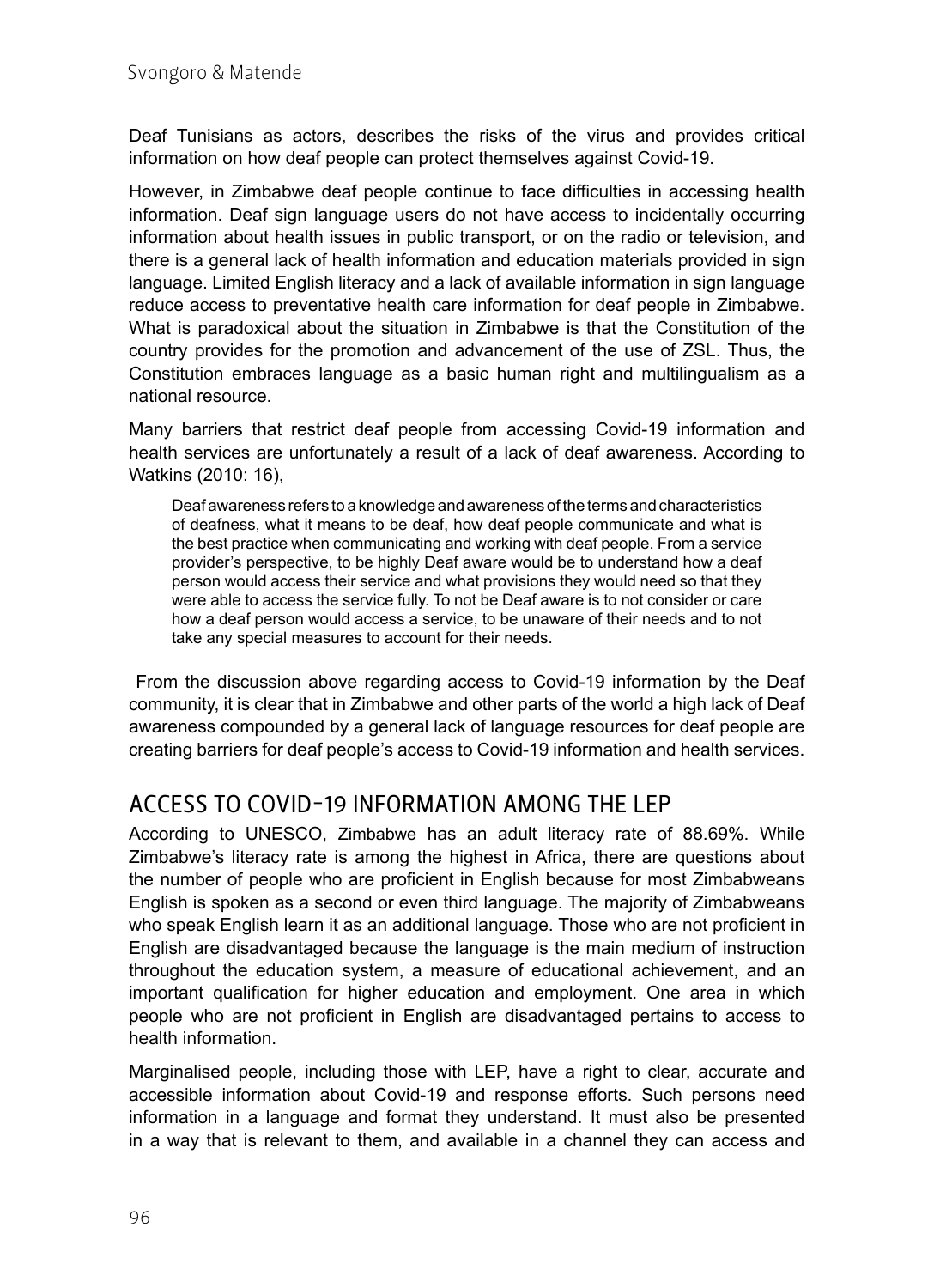Deaf Tunisians as actors, describes the risks of the virus and provides critical information on how deaf people can protect themselves against Covid-19.

However, in Zimbabwe deaf people continue to face difficulties in accessing health information. Deaf sign language users do not have access to incidentally occurring information about health issues in public transport, or on the radio or television, and there is a general lack of health information and education materials provided in sign language. Limited English literacy and a lack of available information in sign language reduce access to preventative health care information for deaf people in Zimbabwe. What is paradoxical about the situation in Zimbabwe is that the Constitution of the country provides for the promotion and advancement of the use of ZSL. Thus, the Constitution embraces language as a basic human right and multilingualism as a national resource.

Many barriers that restrict deaf people from accessing Covid-19 information and health services are unfortunately a result of a lack of deaf awareness. According to Watkins (2010: 16),

> Deaf awareness refers to a knowledge and awareness of the terms and characteristics of deafness, what it means to be deaf, how deaf people communicate and what is the best practice when communicating and working with deaf people. From a service provider's perspective, to be highly Deaf aware would be to understand how a deaf person would access their service and what provisions they would need so that they were able to access the service fully. To not be Deaf aware is to not consider or care how a deaf person would access a service, to be unaware of their needs and to not take any special measures to account for their needs.

From the discussion above regarding access to Covid-19 information by the Deaf community, it is clear that in Zimbabwe and other parts of the world a high lack of Deaf awareness compounded by a general lack of language resources for deaf people are creating barriers for deaf people's access to Covid-19 information and health services.

## ACCESS TO COVID-19 INFORMATION AMONG THE LEP

According to UNESCO, Zimbabwe has an adult literacy rate of 88.69%. While Zimbabwe's literacy rate is among the highest in Africa, there are questions about the number of people who are proficient in English because for most Zimbabweans English is spoken as a second or even third language. The majority of Zimbabweans who speak English learn it as an additional language. Those who are not proficient in English are disadvantaged because the language is the main medium of instruction throughout the education system, a measure of educational achievement, and an important qualification for higher education and employment. One area in which people who are not proficient in English are disadvantaged pertains to access to health information.

Marginalised people, including those with LEP, have a right to clear, accurate and accessible information about Covid-19 and response efforts. Such persons need information in a language and format they understand. It must also be presented in a way that is relevant to them, and available in a channel they can access and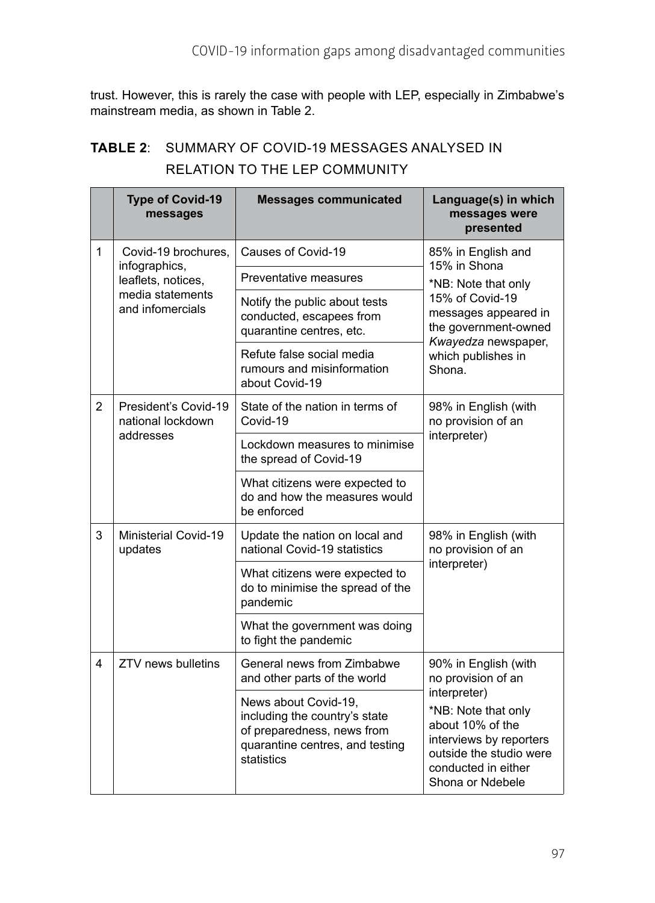trust. However, this is rarely the case with people with LEP, especially in Zimbabwe's mainstream media, as shown in Table 2.

**TABLE 2**: SUMMARY OF COVID-19 MESSAGES ANALYSED IN RELATION TO THE LEP COMMUNITY

| | Type of Covid-19 messages | Messages communicated | Language(s) in which messages were presented |
|---|---|---|---|
| 1 | Covid-19 brochures, infographics, leaflets, notices, media statements and infomercials | Causes of Covid-19 | 85% in English and 15% in Shona<br>*NB: Note that only 15% of Covid-19 messages appeared in the government-owned *Kwayedza* newspaper, which publishes in Shona. |
| | | Preventative measures | |
| | | Notify the public about tests conducted, escapees from quarantine centres, etc. | |
| | | Refute false social media rumours and misinformation about Covid-19 | |
| 2 | President's Covid-19 national lockdown addresses | State of the nation in terms of Covid-19 | 98% in English (with no provision of an interpreter) |
| | | Lockdown measures to minimise the spread of Covid-19 | |
| | | What citizens were expected to do and how the measures would be enforced | |
| 3 | Ministerial Covid-19 updates | Update the nation on local and national Covid-19 statistics | 98% in English (with no provision of an interpreter) |
| | | What citizens were expected to do to minimise the spread of the pandemic | |
| | | What the government was doing to fight the pandemic | |
| 4 | ZTV news bulletins | General news from Zimbabwe and other parts of the world | 90% in English (with no provision of an interpreter)<br>*NB: Note that only about 10% of the interviews by reporters outside the studio were conducted in either Shona or Ndebele |
| | | News about Covid-19, including the country's state of preparedness, news from quarantine centres, and testing statistics | |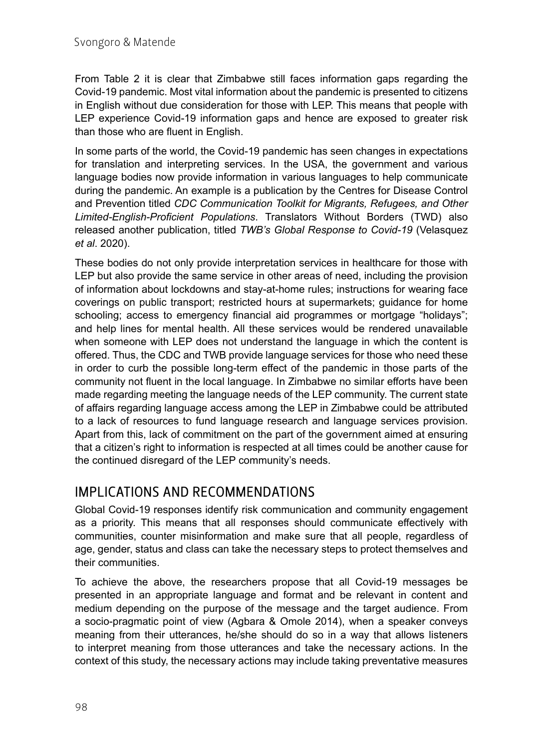From Table 2 it is clear that Zimbabwe still faces information gaps regarding the Covid-19 pandemic. Most vital information about the pandemic is presented to citizens in English without due consideration for those with LEP. This means that people with LEP experience Covid-19 information gaps and hence are exposed to greater risk than those who are fluent in English.

In some parts of the world, the Covid-19 pandemic has seen changes in expectations for translation and interpreting services. In the USA, the government and various language bodies now provide information in various languages to help communicate during the pandemic. An example is a publication by the Centres for Disease Control and Prevention titled *CDC Communication Toolkit for Migrants, Refugees, and Other Limited-English-Proficient Populations*. Translators Without Borders (TWD) also released another publication, titled *TWB's Global Response to Covid-19* (Velasquez *et al*. 2020).

These bodies do not only provide interpretation services in healthcare for those with LEP but also provide the same service in other areas of need, including the provision of information about lockdowns and stay-at-home rules; instructions for wearing face coverings on public transport; restricted hours at supermarkets; guidance for home schooling; access to emergency financial aid programmes or mortgage "holidays"; and help lines for mental health. All these services would be rendered unavailable when someone with LEP does not understand the language in which the content is offered. Thus, the CDC and TWB provide language services for those who need these in order to curb the possible long-term effect of the pandemic in those parts of the community not fluent in the local language. In Zimbabwe no similar efforts have been made regarding meeting the language needs of the LEP community. The current state of affairs regarding language access among the LEP in Zimbabwe could be attributed to a lack of resources to fund language research and language services provision. Apart from this, lack of commitment on the part of the government aimed at ensuring that a citizen's right to information is respected at all times could be another cause for the continued disregard of the LEP community's needs.

## IMPLICATIONS AND RECOMMENDATIONS

Global Covid-19 responses identify risk communication and community engagement as a priority. This means that all responses should communicate effectively with communities, counter misinformation and make sure that all people, regardless of age, gender, status and class can take the necessary steps to protect themselves and their communities.

To achieve the above, the researchers propose that all Covid-19 messages be presented in an appropriate language and format and be relevant in content and medium depending on the purpose of the message and the target audience. From a socio-pragmatic point of view (Agbara & Omole 2014), when a speaker conveys meaning from their utterances, he/she should do so in a way that allows listeners to interpret meaning from those utterances and take the necessary actions. In the context of this study, the necessary actions may include taking preventative measures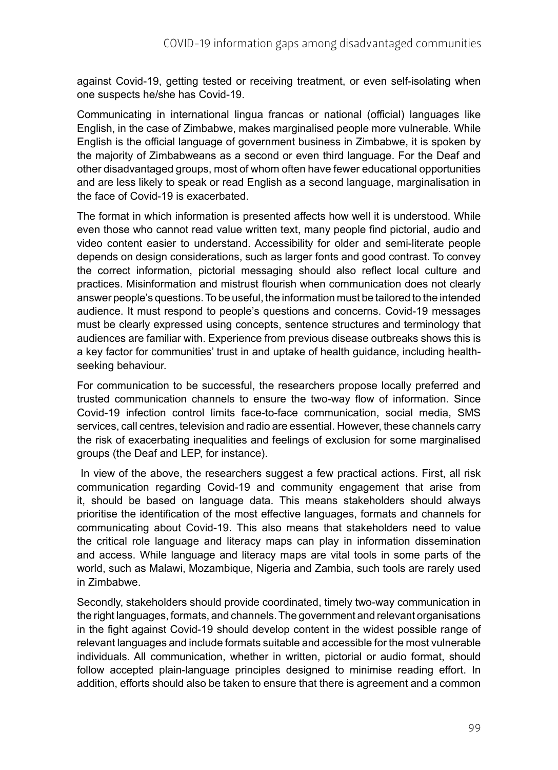against Covid-19, getting tested or receiving treatment, or even self-isolating when one suspects he/she has Covid-19.

Communicating in international lingua francas or national (official) languages like English, in the case of Zimbabwe, makes marginalised people more vulnerable. While English is the official language of government business in Zimbabwe, it is spoken by the majority of Zimbabweans as a second or even third language. For the Deaf and other disadvantaged groups, most of whom often have fewer educational opportunities and are less likely to speak or read English as a second language, marginalisation in the face of Covid-19 is exacerbated.

The format in which information is presented affects how well it is understood. While even those who cannot read value written text, many people find pictorial, audio and video content easier to understand. Accessibility for older and semi-literate people depends on design considerations, such as larger fonts and good contrast. To convey the correct information, pictorial messaging should also reflect local culture and practices. Misinformation and mistrust flourish when communication does not clearly answer people's questions. To be useful, the information must be tailored to the intended audience. It must respond to people's questions and concerns. Covid-19 messages must be clearly expressed using concepts, sentence structures and terminology that audiences are familiar with. Experience from previous disease outbreaks shows this is a key factor for communities' trust in and uptake of health guidance, including health-seeking behaviour.

For communication to be successful, the researchers propose locally preferred and trusted communication channels to ensure the two-way flow of information. Since Covid-19 infection control limits face-to-face communication, social media, SMS services, call centres, television and radio are essential. However, these channels carry the risk of exacerbating inequalities and feelings of exclusion for some marginalised groups (the Deaf and LEP, for instance).

In view of the above, the researchers suggest a few practical actions. First, all risk communication regarding Covid-19 and community engagement that arise from it, should be based on language data. This means stakeholders should always prioritise the identification of the most effective languages, formats and channels for communicating about Covid-19. This also means that stakeholders need to value the critical role language and literacy maps can play in information dissemination and access. While language and literacy maps are vital tools in some parts of the world, such as Malawi, Mozambique, Nigeria and Zambia, such tools are rarely used in Zimbabwe.

Secondly, stakeholders should provide coordinated, timely two-way communication in the right languages, formats, and channels. The government and relevant organisations in the fight against Covid-19 should develop content in the widest possible range of relevant languages and include formats suitable and accessible for the most vulnerable individuals. All communication, whether in written, pictorial or audio format, should follow accepted plain-language principles designed to minimise reading effort. In addition, efforts should also be taken to ensure that there is agreement and a common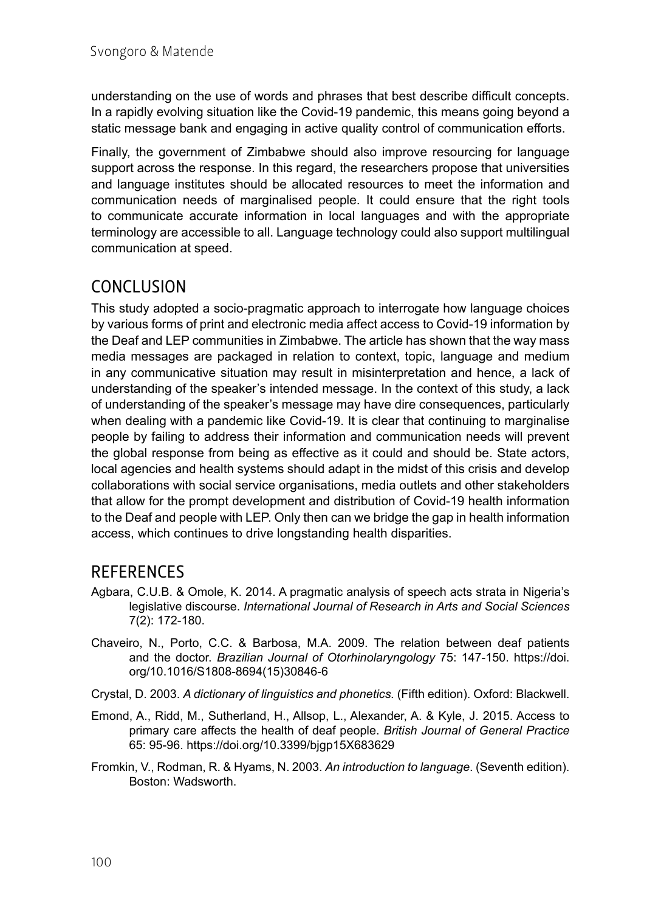understanding on the use of words and phrases that best describe difficult concepts. In a rapidly evolving situation like the Covid-19 pandemic, this means going beyond a static message bank and engaging in active quality control of communication efforts.

Finally, the government of Zimbabwe should also improve resourcing for language support across the response. In this regard, the researchers propose that universities and language institutes should be allocated resources to meet the information and communication needs of marginalised people. It could ensure that the right tools to communicate accurate information in local languages and with the appropriate terminology are accessible to all. Language technology could also support multilingual communication at speed.

## CONCLUSION

This study adopted a socio-pragmatic approach to interrogate how language choices by various forms of print and electronic media affect access to Covid-19 information by the Deaf and LEP communities in Zimbabwe. The article has shown that the way mass media messages are packaged in relation to context, topic, language and medium in any communicative situation may result in misinterpretation and hence, a lack of understanding of the speaker's intended message. In the context of this study, a lack of understanding of the speaker's message may have dire consequences, particularly when dealing with a pandemic like Covid-19. It is clear that continuing to marginalise people by failing to address their information and communication needs will prevent the global response from being as effective as it could and should be. State actors, local agencies and health systems should adapt in the midst of this crisis and develop collaborations with social service organisations, media outlets and other stakeholders that allow for the prompt development and distribution of Covid-19 health information to the Deaf and people with LEP. Only then can we bridge the gap in health information access, which continues to drive longstanding health disparities.

## REFERENCES

Agbara, C.U.B. & Omole, K. 2014. A pragmatic analysis of speech acts strata in Nigeria's legislative discourse. *International Journal of Research in Arts and Social Sciences* 7(2): 172-180.

Chaveiro, N., Porto, C.C. & Barbosa, M.A. 2009. The relation between deaf patients and the doctor. *Brazilian Journal of Otorhinolaryngology* 75: 147-150. https://doi.org/10.1016/S1808-8694(15)30846-6

Crystal, D. 2003. *A dictionary of linguistics and phonetics.* (Fifth edition). Oxford: Blackwell.

Emond, A., Ridd, M., Sutherland, H., Allsop, L., Alexander, A. & Kyle, J. 2015. Access to primary care affects the health of deaf people. *British Journal of General Practice* 65: 95-96. https://doi.org/10.3399/bjgp15X683629

Fromkin, V., Rodman, R. & Hyams, N. 2003. *An introduction to language*. (Seventh edition). Boston: Wadsworth.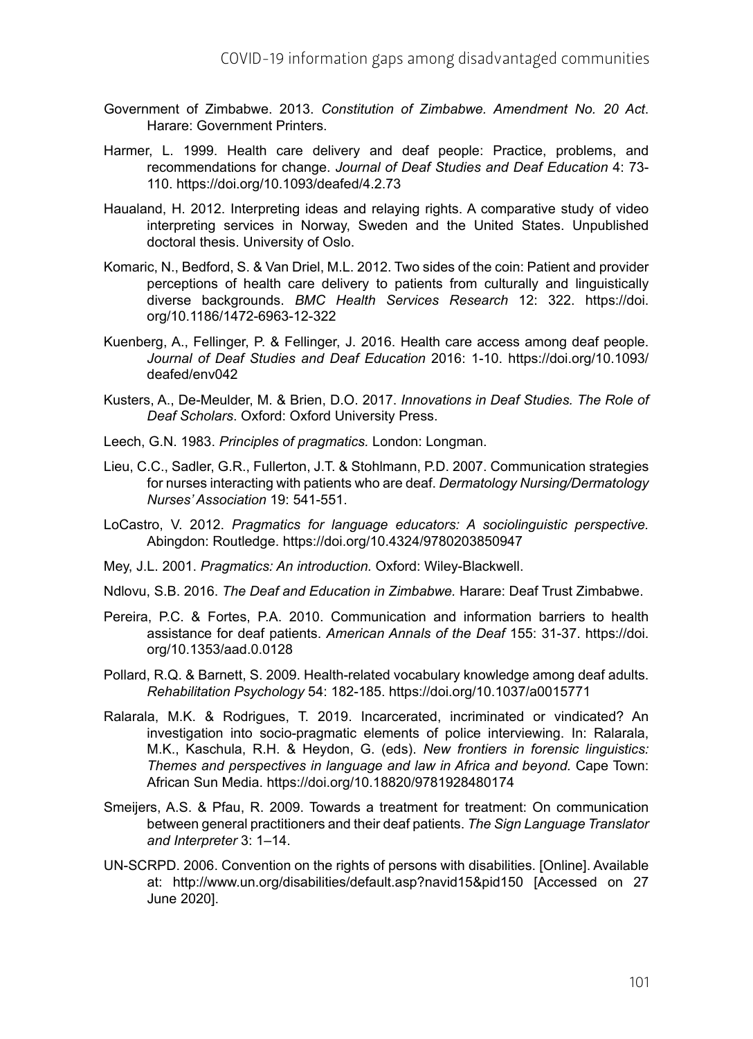Government of Zimbabwe. 2013. *Constitution of Zimbabwe. Amendment No. 20 Act*. Harare: Government Printers.

Harmer, L. 1999. Health care delivery and deaf people: Practice, problems, and recommendations for change. *Journal of Deaf Studies and Deaf Education* 4: 73-110. https://doi.org/10.1093/deafed/4.2.73

Haualand, H. 2012. Interpreting ideas and relaying rights. A comparative study of video interpreting services in Norway, Sweden and the United States. Unpublished doctoral thesis. University of Oslo.

Komaric, N., Bedford, S. & Van Driel, M.L. 2012. Two sides of the coin: Patient and provider perceptions of health care delivery to patients from culturally and linguistically diverse backgrounds. *BMC Health Services Research* 12: 322. https://doi.org/10.1186/1472-6963-12-322

Kuenberg, A., Fellinger, P. & Fellinger, J. 2016. Health care access among deaf people. *Journal of Deaf Studies and Deaf Education* 2016: 1-10. https://doi.org/10.1093/deafed/env042

Kusters, A., De-Meulder, M. & Brien, D.O. 2017. *Innovations in Deaf Studies. The Role of Deaf Scholars*. Oxford: Oxford University Press.

Leech, G.N. 1983. *Principles of pragmatics.* London: Longman.

Lieu, C.C., Sadler, G.R., Fullerton, J.T. & Stohlmann, P.D. 2007. Communication strategies for nurses interacting with patients who are deaf. *Dermatology Nursing/Dermatology Nurses' Association* 19: 541-551.

LoCastro, V. 2012. *Pragmatics for language educators: A sociolinguistic perspective.* Abingdon: Routledge. https://doi.org/10.4324/9780203850947

Mey, J.L. 2001. *Pragmatics: An introduction.* Oxford: Wiley-Blackwell.

Ndlovu, S.B. 2016. *The Deaf and Education in Zimbabwe.* Harare: Deaf Trust Zimbabwe.

Pereira, P.C. & Fortes, P.A. 2010. Communication and information barriers to health assistance for deaf patients. *American Annals of the Deaf* 155: 31-37. https://doi.org/10.1353/aad.0.0128

Pollard, R.Q. & Barnett, S. 2009. Health-related vocabulary knowledge among deaf adults. *Rehabilitation Psychology* 54: 182-185. https://doi.org/10.1037/a0015771

Ralarala, M.K. & Rodrigues, T. 2019. Incarcerated, incriminated or vindicated? An investigation into socio-pragmatic elements of police interviewing. In: Ralarala, M.K., Kaschula, R.H. & Heydon, G. (eds). *New frontiers in forensic linguistics: Themes and perspectives in language and law in Africa and beyond.* Cape Town: African Sun Media. https://doi.org/10.18820/9781928480174

Smeijers, A.S. & Pfau, R. 2009. Towards a treatment for treatment: On communication between general practitioners and their deaf patients. *The Sign Language Translator and Interpreter* 3: 1–14.

UN-SCRPD. 2006. Convention on the rights of persons with disabilities. [Online]. Available at: http://www.un.org/disabilities/default.asp?navid15&pid150 [Accessed on 27 June 2020].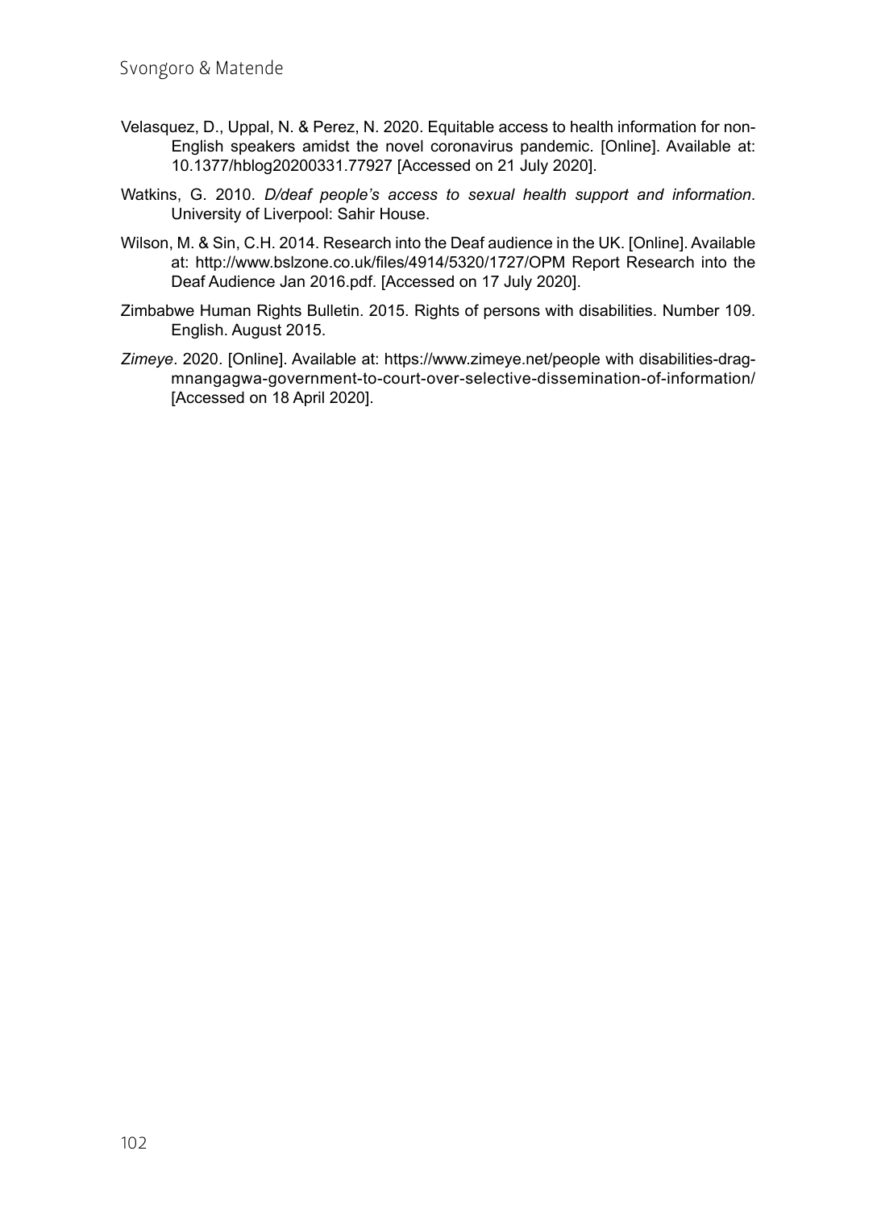Velasquez, D., Uppal, N. & Perez, N. 2020. Equitable access to health information for non-English speakers amidst the novel coronavirus pandemic. [Online]. Available at: 10.1377/hblog20200331.77927 [Accessed on 21 July 2020].

Watkins, G. 2010. *D/deaf people's access to sexual health support and information*. University of Liverpool: Sahir House.

Wilson, M. & Sin, C.H. 2014. Research into the Deaf audience in the UK. [Online]. Available at: http://www.bslzone.co.uk/files/4914/5320/1727/OPM Report Research into the Deaf Audience Jan 2016.pdf. [Accessed on 17 July 2020].

Zimbabwe Human Rights Bulletin. 2015. Rights of persons with disabilities. Number 109. English. August 2015.

*Zimeye*. 2020. [Online]. Available at: https://www.zimeye.net/people with disabilities-drag-mnangagwa-government-to-court-over-selective-dissemination-of-information/ [Accessed on 18 April 2020].